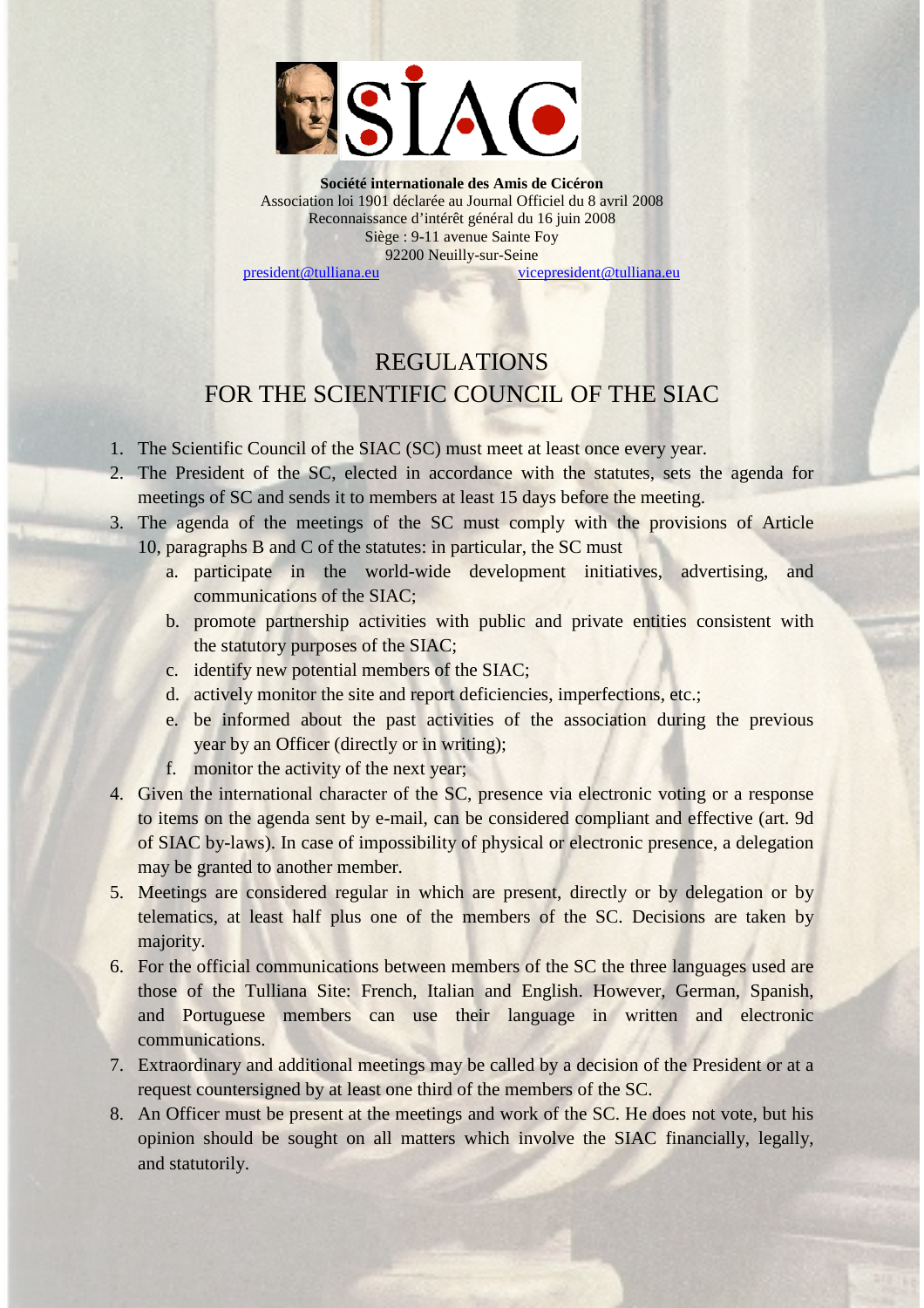**Société internationale des Amis de Cicéron**
Association loi 1901 déclarée au Journal Officiel du 8 avril 2008
Reconnaissance d'intérêt général du 16 juin 2008
Siège : 9-11 avenue Sainte Foy
92200 Neuilly-sur-Seine
president@tulliana.eu vicepresident@tulliana.eu

# REGULATIONS
# FOR THE SCIENTIFIC COUNCIL OF THE SIAC

1. The Scientific Council of the SIAC (SC) must meet at least once every year.
2. The President of the SC, elected in accordance with the statutes, sets the agenda for meetings of SC and sends it to members at least 15 days before the meeting.
3. The agenda of the meetings of the SC must comply with the provisions of Article 10, paragraphs B and C of the statutes: in particular, the SC must
   a. participate in the world-wide development initiatives, advertising, and communications of the SIAC;
   b. promote partnership activities with public and private entities consistent with the statutory purposes of the SIAC;
   c. identify new potential members of the SIAC;
   d. actively monitor the site and report deficiencies, imperfections, etc.;
   e. be informed about the past activities of the association during the previous year by an Officer (directly or in writing);
   f. monitor the activity of the next year;
4. Given the international character of the SC, presence via electronic voting or a response to items on the agenda sent by e-mail, can be considered compliant and effective (art. 9d of SIAC by-laws). In case of impossibility of physical or electronic presence, a delegation may be granted to another member.
5. Meetings are considered regular in which are present, directly or by delegation or by telematics, at least half plus one of the members of the SC. Decisions are taken by majority.
6. For the official communications between members of the SC the three languages used are those of the Tulliana Site: French, Italian and English. However, German, Spanish, and Portuguese members can use their language in written and electronic communications.
7. Extraordinary and additional meetings may be called by a decision of the President or at a request countersigned by at least one third of the members of the SC.
8. An Officer must be present at the meetings and work of the SC. He does not vote, but his opinion should be sought on all matters which involve the SIAC financially, legally, and statutorily.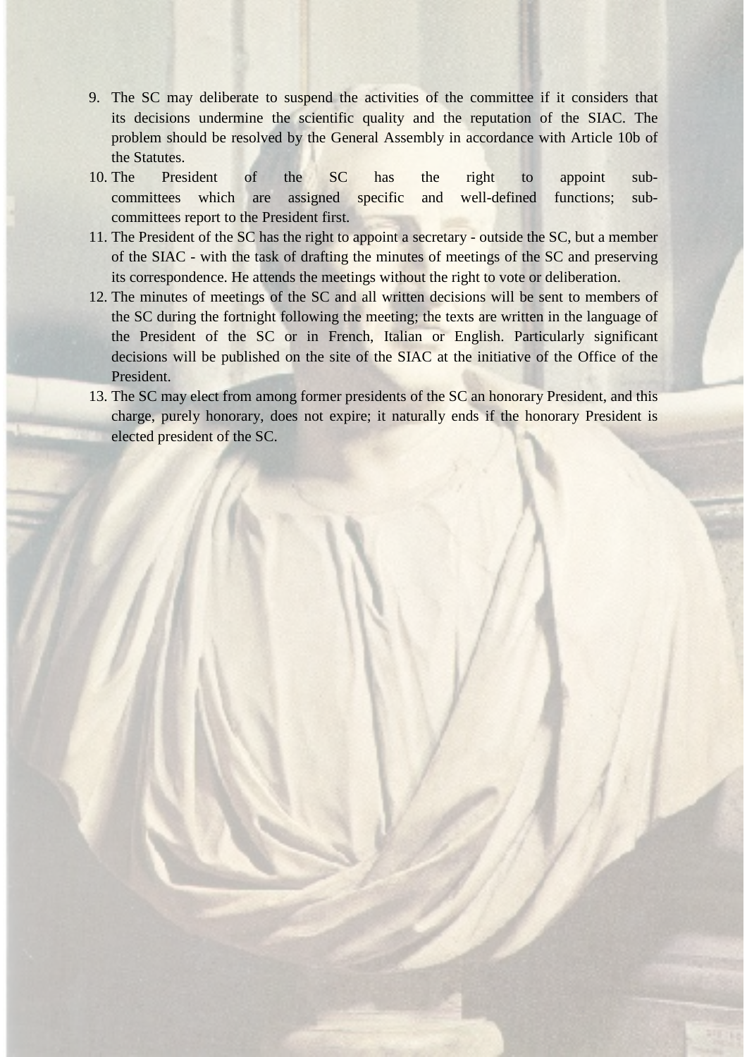9. The SC may deliberate to suspend the activities of the committee if it considers that its decisions undermine the scientific quality and the reputation of the SIAC. The problem should be resolved by the General Assembly in accordance with Article 10b of the Statutes.
10. The President of the SC has the right to appoint sub-committees which are assigned specific and well-defined functions; sub-committees report to the President first.
11. The President of the SC has the right to appoint a secretary - outside the SC, but a member of the SIAC - with the task of drafting the minutes of meetings of the SC and preserving its correspondence. He attends the meetings without the right to vote or deliberation.
12. The minutes of meetings of the SC and all written decisions will be sent to members of the SC during the fortnight following the meeting; the texts are written in the language of the President of the SC or in French, Italian or English. Particularly significant decisions will be published on the site of the SIAC at the initiative of the Office of the President.
13. The SC may elect from among former presidents of the SC an honorary President, and this charge, purely honorary, does not expire; it naturally ends if the honorary President is elected president of the SC.